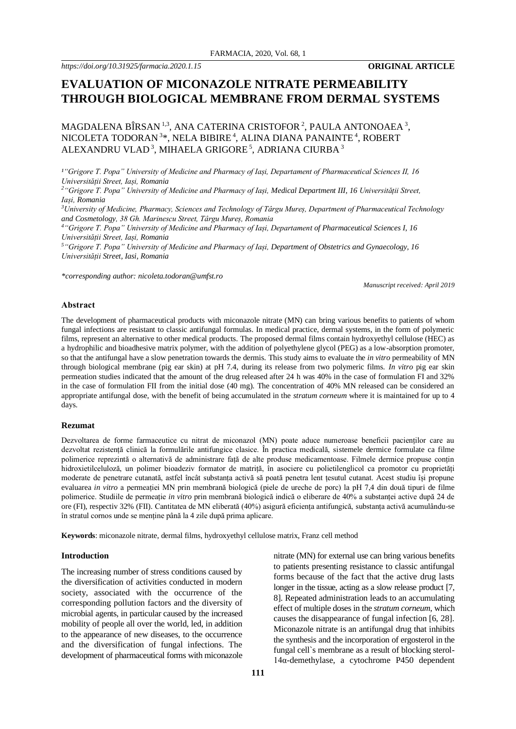https://doi.org/10.31925/farmacia.2020.1.15

**ORIGINAL ARTICLE**

# EVALUATION OF MICONAZOLE NITRATE PERMEABILITY THROUGH BIOLOGICAL MEMBRANE FROM DERMAL SYSTEMS

MAGDALENA BÎRSAN [1,3], ANA CATERINA CRISTOFOR [2], PAULA ANTONOAEA [3], NICOLETA TODORAN [3]*, NELA BIBIRE [4], ALINA DIANA PANAINTE [4], ROBERT ALEXANDRU VLAD [3], MIHAELA GRIGORE [5], ADRIANA CIURBA [3]

*[1] "Grigore T. Popa" University of Medicine and Pharmacy of Iași, Departament of Pharmaceutical Sciences II, 16 Universității Street, Iași, Romania*

*[2] "Grigore T. Popa" University of Medicine and Pharmacy of Iași, Medical Departament III, 16 Universității Street, Iași, Romania*

*[3] University of Medicine, Pharmacy, Sciences and Technology of Târgu Mureș, Department of Pharmaceutical Technology and Cosmetology, 38 Gh. Marinescu Street, Târgu Mureș, Romania*

*[4] "Grigore T. Popa" University of Medicine and Pharmacy of Iași, Departament of Pharmaceutical Sciences I, 16 Universității Street, Iași, Romania*

*[5] "Grigore T. Popa" University of Medicine and Pharmacy of Iași, Department of Obstetrics and Gynaecology, 16 Universității Street, Iasi, Romania*

*\*corresponding author: nicoleta.todoran@umfst.ro*

*Manuscript received: April 2019*

### Abstract

The development of pharmaceutical products with miconazole nitrate (MN) can bring various benefits to patients of whom fungal infections are resistant to classic antifungal formulas. In medical practice, dermal systems, in the form of polymeric films, represent an alternative to other medical products. The proposed dermal films contain hydroxyethyl cellulose (HEC) as a hydrophilic and bioadhesive matrix polymer, with the addition of polyethylene glycol (PEG) as a low-absorption promoter, so that the antifungal have a slow penetration towards the dermis. This study aims to evaluate the *in vitro* permeability of MN through biological membrane (pig ear skin) at pH 7.4, during its release from two polymeric films. *In vitro* pig ear skin permeation studies indicated that the amount of the drug released after 24 h was 40% in the case of formulation FI and 32% in the case of formulation FII from the initial dose (40 mg). The concentration of 40% MN released can be considered an appropriate antifungal dose, with the benefit of being accumulated in the *stratum corneum* where it is maintained for up to 4 days.

### Rezumat

Dezvoltarea de forme farmaceutice cu nitrat de miconazol (MN) poate aduce numeroase beneficii pacienților care au dezvoltat rezistență clinică la formulările antifungice clasice. În practica medicală, sistemele dermice formulate ca filme polimerice reprezintă o alternativă de administrare față de alte produse medicamentoase. Filmele dermice propuse conțin hidroxietilceluloză, un polimer bioadeziv formator de matriță, în asociere cu polietilenglicol ca promotor cu proprietăți moderate de penetrare cutanată, astfel încât substanța activă să poată penetra lent țesutul cutanat. Acest studiu își propune evaluarea *in vitro* a permeației MN prin membrană biologică (piele de ureche de porc) la pH 7,4 din două tipuri de filme polimerice. Studiile de permeație *in vitro* prin membrană biologică indică o eliberare de 40% a substanței active după 24 de ore (FI), respectiv 32% (FII). Cantitatea de MN eliberată (40%) asigură eficiența antifungică, substanța activă acumulându-se în stratul cornos unde se menține până la 4 zile după prima aplicare.

**Keywords**: miconazole nitrate, dermal films, hydroxyethyl cellulose matrix, Franz cell method

### Introduction

The increasing number of stress conditions caused by the diversification of activities conducted in modern society, associated with the occurrence of the corresponding pollution factors and the diversity of microbial agents, in particular caused by the increased mobility of people all over the world, led, in addition to the appearance of new diseases, to the occurrence and the diversification of fungal infections. The development of pharmaceutical forms with miconazole nitrate (MN) for external use can bring various benefits to patients presenting resistance to classic antifungal forms because of the fact that the active drug lasts longer in the tissue, acting as a slow release product [7, 8]. Repeated administration leads to an accumulating effect of multiple doses in the *stratum corneum*, which causes the disappearance of fungal infection [6, 28]. Miconazole nitrate is an antifungal drug that inhibits the synthesis and the incorporation of ergosterol in the fungal cell`s membrane as a result of blocking sterol-14α-demethylase, a cytochrome P450 dependent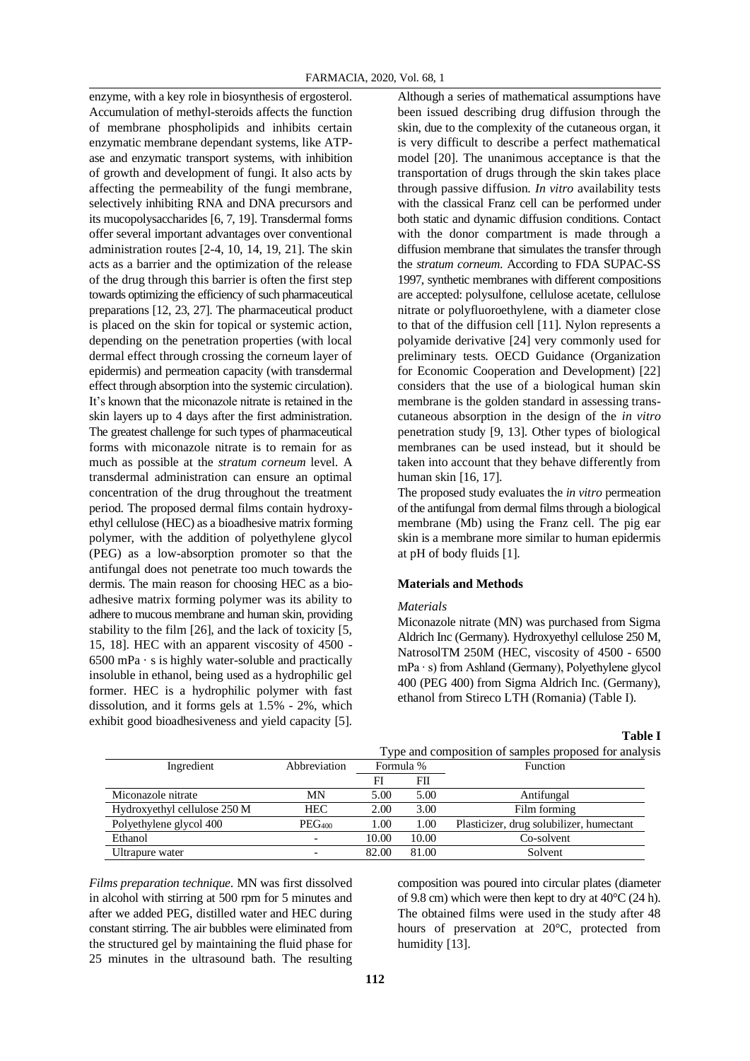enzyme, with a key role in biosynthesis of ergosterol. Accumulation of methyl-steroids affects the function of membrane phospholipids and inhibits certain enzymatic membrane dependant systems, like ATP-ase and enzymatic transport systems, with inhibition of growth and development of fungi. It also acts by affecting the permeability of the fungi membrane, selectively inhibiting RNA and DNA precursors and its mucopolysaccharides [6, 7, 19]. Transdermal forms offer several important advantages over conventional administration routes [2-4, 10, 14, 19, 21]. The skin acts as a barrier and the optimization of the release of the drug through this barrier is often the first step towards optimizing the efficiency of such pharmaceutical preparations [12, 23, 27]. The pharmaceutical product is placed on the skin for topical or systemic action, depending on the penetration properties (with local dermal effect through crossing the corneum layer of epidermis) and permeation capacity (with transdermal effect through absorption into the systemic circulation). It's known that the miconazole nitrate is retained in the skin layers up to 4 days after the first administration. The greatest challenge for such types of pharmaceutical forms with miconazole nitrate is to remain for as much as possible at the *stratum corneum* level. A transdermal administration can ensure an optimal concentration of the drug throughout the treatment period. The proposed dermal films contain hydroxyethyl cellulose (HEC) as a bioadhesive matrix forming polymer, with the addition of polyethylene glycol (PEG) as a low-absorption promoter so that the antifungal does not penetrate too much towards the dermis. The main reason for choosing HEC as a bioadhesive matrix forming polymer was its ability to adhere to mucous membrane and human skin, providing stability to the film [26], and the lack of toxicity [5, 15, 18]. HEC with an apparent viscosity of 4500 - 6500 mPa · s is highly water-soluble and practically insoluble in ethanol, being used as a hydrophilic gel former. HEC is a hydrophilic polymer with fast dissolution, and it forms gels at 1.5% - 2%, which exhibit good bioadhesiveness and yield capacity [5].

Although a series of mathematical assumptions have been issued describing drug diffusion through the skin, due to the complexity of the cutaneous organ, it is very difficult to describe a perfect mathematical model [20]. The unanimous acceptance is that the transportation of drugs through the skin takes place through passive diffusion. *In vitro* availability tests with the classical Franz cell can be performed under both static and dynamic diffusion conditions. Contact with the donor compartment is made through a diffusion membrane that simulates the transfer through the *stratum corneum*. According to FDA SUPAC-SS 1997, synthetic membranes with different compositions are accepted: polysulfone, cellulose acetate, cellulose nitrate or polyfluoroethylene, with a diameter close to that of the diffusion cell [11]. Nylon represents a polyamide derivative [24] very commonly used for preliminary tests. OECD Guidance (Organization for Economic Cooperation and Development) [22] considers that the use of a biological human skin membrane is the golden standard in assessing trans-cutaneous absorption in the design of the *in vitro* penetration study [9, 13]. Other types of biological membranes can be used instead, but it should be taken into account that they behave differently from human skin [16, 17].

The proposed study evaluates the *in vitro* permeation of the antifungal from dermal films through a biological membrane (Mb) using the Franz cell. The pig ear skin is a membrane more similar to human epidermis at pH of body fluids [1].

## Materials and Methods

*Materials*

Miconazole nitrate (MN) was purchased from Sigma Aldrich Inc (Germany). Hydroxyethyl cellulose 250 M, NatrosolTM 250M (HEC, viscosity of 4500 - 6500 mPa · s) from Ashland (Germany), Polyethylene glycol 400 (PEG 400) from Sigma Aldrich Inc. (Germany), ethanol from Stireco LTH (Romania) (Table I).

**Table I**

Type and composition of samples proposed for analysis

| Ingredient | Abbreviation | Formula % | | Function |
|---|---|---|---|---|
| | | FI | FII | |
| Miconazole nitrate | MN | 5.00 | 5.00 | Antifungal |
| Hydroxyethyl cellulose 250 M | HEC | 2.00 | 3.00 | Film forming |
| Polyethylene glycol 400 | $PEG_{400}$ | 1.00 | 1.00 | Plasticizer, drug solubilizer, humectant |
| Ethanol | - | 10.00 | 10.00 | Co-solvent |
| Ultrapure water | - | 82.00 | 81.00 | Solvent |

*Films preparation technique*. MN was first dissolved in alcohol with stirring at 500 rpm for 5 minutes and after we added PEG, distilled water and HEC during constant stirring. The air bubbles were eliminated from the structured gel by maintaining the fluid phase for 25 minutes in the ultrasound bath. The resulting composition was poured into circular plates (diameter of 9.8 cm) which were then kept to dry at 40°C (24 h). The obtained films were used in the study after 48 hours of preservation at 20°C, protected from humidity [13].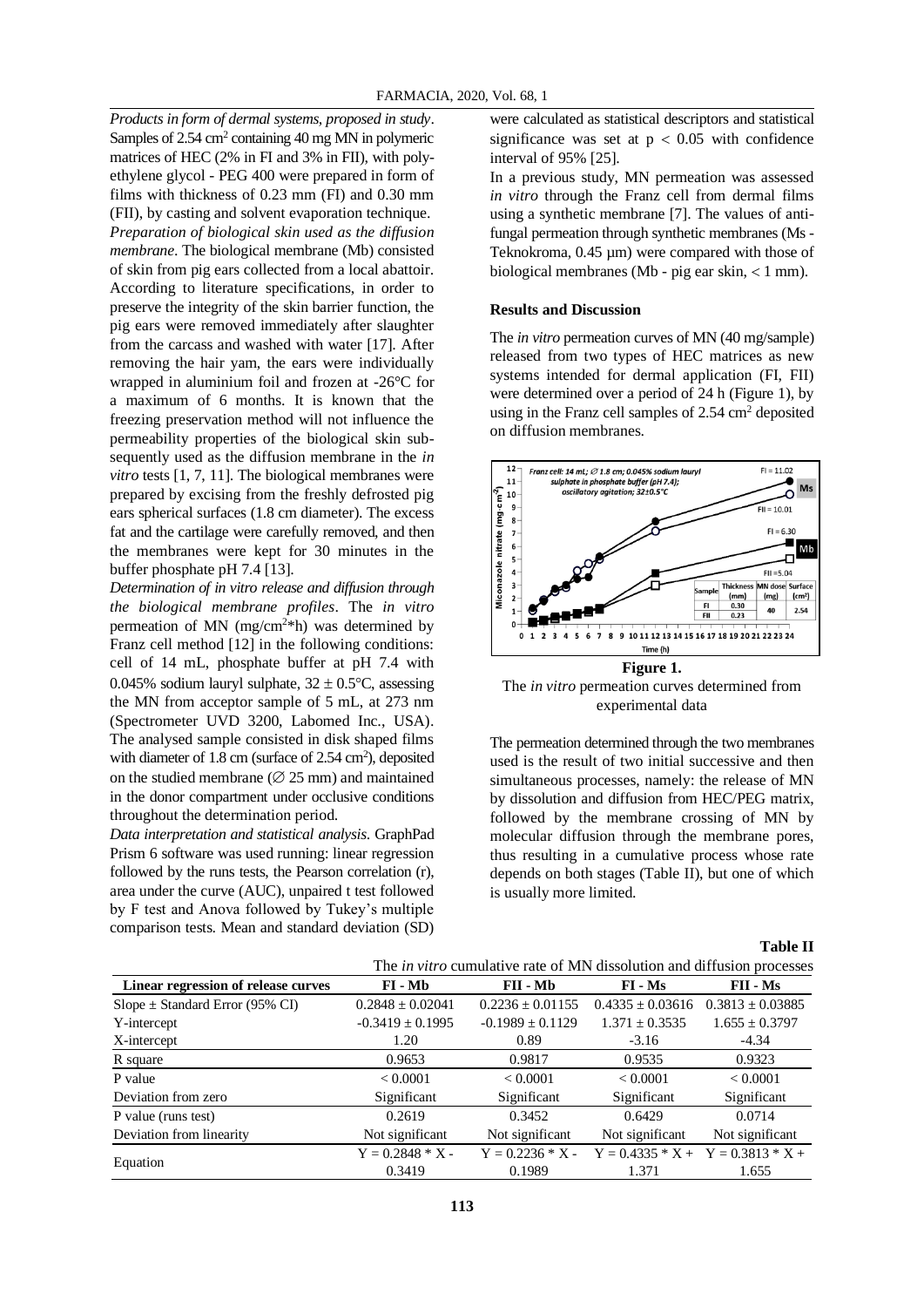*Products in form of dermal systems, proposed in study*. Samples of 2.54 $cm^2$ containing 40 mg MN in polymeric matrices of HEC (2% in FI and 3% in FII), with polyethylene glycol - PEG 400 were prepared in form of films with thickness of 0.23 mm (FI) and 0.30 mm (FII), by casting and solvent evaporation technique.

*Preparation of biological skin used as the diffusion membrane*. The biological membrane (Mb) consisted of skin from pig ears collected from a local abattoir. According to literature specifications, in order to preserve the integrity of the skin barrier function, the pig ears were removed immediately after slaughter from the carcass and washed with water [17]. After removing the hair yam, the ears were individually wrapped in aluminium foil and frozen at -26°C for a maximum of 6 months. It is known that the freezing preservation method will not influence the permeability properties of the biological skin subsequently used as the diffusion membrane in the *in vitro* tests [1, 7, 11]. The biological membranes were prepared by excising from the freshly defrosted pig ears spherical surfaces (1.8 cm diameter). The excess fat and the cartilage were carefully removed, and then the membranes were kept for 30 minutes in the buffer phosphate pH 7.4 [13].

*Determination of in vitro release and diffusion through the biological membrane profiles*. The *in vitro* permeation of MN ($mg/cm^2*h$) was determined by Franz cell method [12] in the following conditions: cell of 14 mL, phosphate buffer at pH 7.4 with 0.045% sodium lauryl sulphate, $32 \pm 0.5$°C, assessing the MN from acceptor sample of 5 mL, at 273 nm (Spectrometer UVD 3200, Labomed Inc., USA). The analysed sample consisted in disk shaped films with diameter of 1.8 cm (surface of 2.54 $cm^2$), deposited on the studied membrane (∅ 25 mm) and maintained in the donor compartment under occlusive conditions throughout the determination period.

*Data interpretation and statistical analysis*. GraphPad Prism 6 software was used running: linear regression followed by the runs tests, the Pearson correlation (r), area under the curve (AUC), unpaired t test followed by F test and Anova followed by Tukey's multiple comparison tests. Mean and standard deviation (SD) were calculated as statistical descriptors and statistical significance was set at $p < 0.05$ with confidence interval of 95% [25].

In a previous study, MN permeation was assessed *in vitro* through the Franz cell from dermal films using a synthetic membrane [7]. The values of antifungal permeation through synthetic membranes (Ms - Teknokroma, 0.45 µm) were compared with those of biological membranes (Mb - pig ear skin, < 1 mm).

## Results and Discussion

The *in vitro* permeation curves of MN (40 mg/sample) released from two types of HEC matrices as new systems intended for dermal application (FI, FII) were determined over a period of 24 h (Figure 1), by using in the Franz cell samples of 2.54 $cm^2$ deposited on diffusion membranes.

**Figure 1.**
The *in vitro* permeation curves determined from experimental data

The permeation determined through the two membranes used is the result of two initial successive and then simultaneous processes, namely: the release of MN by dissolution and diffusion from HEC/PEG matrix, followed by the membrane crossing of MN by molecular diffusion through the membrane pores, thus resulting in a cumulative process whose rate depends on both stages (Table II), but one of which is usually more limited.

**Table II**

The *in vitro* cumulative rate of MN dissolution and diffusion processes

| Linear regression of release curves | FI - Mb | FII - Mb | FI - Ms | FII - Ms |
|---|---|---|---|---|
| Slope ± Standard Error (95% CI) | 0.2848 ± 0.02041 | 0.2236 ± 0.01155 | 0.4335 ± 0.03616 | 0.3813 ± 0.03885 |
| Y-intercept | -0.3419 ± 0.1995 | -0.1989 ± 0.1129 | 1.371 ± 0.3535 | 1.655 ± 0.3797 |
| X-intercept | 1.20 | 0.89 | -3.16 | -4.34 |
| R square | 0.9653 | 0.9817 | 0.9535 | 0.9323 |
| P value | < 0.0001 | < 0.0001 | < 0.0001 | < 0.0001 |
| Deviation from zero | Significant | Significant | Significant | Significant |
| P value (runs test) | 0.2619 | 0.3452 | 0.6429 | 0.0714 |
| Deviation from linearity | Not significant | Not significant | Not significant | Not significant |
| Equation | Y = 0.2848 * X - 0.3419 | Y = 0.2236 * X - 0.1989 | Y = 0.4335 * X + 1.371 | Y = 0.3813 * X + 1.655 |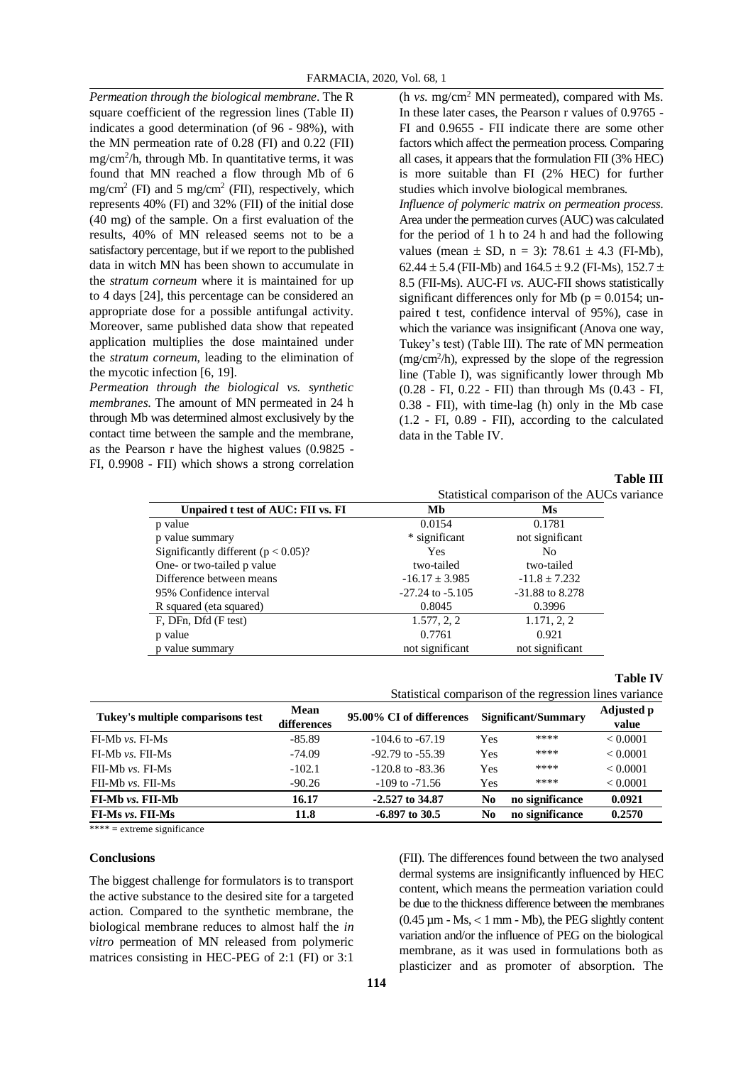*Permeation through the biological membrane*. The R square coefficient of the regression lines (Table II) indicates a good determination (of 96 - 98%), with the MN permeation rate of 0.28 (FI) and 0.22 (FII) $mg/cm^2/h$, through Mb. In quantitative terms, it was found that MN reached a flow through Mb of 6 $mg/cm^2$ (FI) and 5 $mg/cm^2$ (FII), respectively, which represents 40% (FI) and 32% (FII) of the initial dose (40 mg) of the sample. On a first evaluation of the results, 40% of MN released seems not to be a satisfactory percentage, but if we report to the published data in witch MN has been shown to accumulate in the *stratum corneum* where it is maintained for up to 4 days [24], this percentage can be considered an appropriate dose for a possible antifungal activity. Moreover, same published data show that repeated application multiplies the dose maintained under the *stratum corneum*, leading to the elimination of the mycotic infection [6, 19].

*Permeation through the biological vs. synthetic membranes*. The amount of MN permeated in 24 h through Mb was determined almost exclusively by the contact time between the sample and the membrane, as the Pearson r have the highest values (0.9825 - FI, 0.9908 - FII) which shows a strong correlation (h *vs.* $mg/cm^2$ MN permeated), compared with Ms. In these later cases, the Pearson r values of 0.9765 - FI and 0.9655 - FII indicate there are some other factors which affect the permeation process. Comparing all cases, it appears that the formulation FII (3% HEC) is more suitable than FI (2% HEC) for further studies which involve biological membranes.

*Influence of polymeric matrix on permeation process.* Area under the permeation curves (AUC) was calculated for the period of 1 h to 24 h and had the following values (mean ± SD, n = 3): 78.61 ± 4.3 (FI-Mb), 62.44 ± 5.4 (FII-Mb) and 164.5 ± 9.2 (FI-Ms), 152.7 ± 8.5 (FII-Ms). AUC-FI *vs.* AUC-FII shows statistically significant differences only for Mb ($p = 0.0154$; unpaired t test, confidence interval of 95%), case in which the variance was insignificant (Anova one way, Tukey's test) (Table III). The rate of MN permeation ($mg/cm^2/h$), expressed by the slope of the regression line (Table I), was significantly lower through Mb (0.28 - FI, 0.22 - FII) than through Ms (0.43 - FI, 0.38 - FII), with time-lag (h) only in the Mb case (1.2 - FI, 0.89 - FII), according to the calculated data in the Table IV.

**Table III**

Statistical comparison of the AUCs variance

| Unpaired t test of AUC: FII vs. FI | Mb | Ms |
|---|---|---|
| p value | 0.0154 | 0.1781 |
| p value summary | * significant | not significant |
| Significantly different ($p < 0.05$)? | Yes | No |
| One- or two-tailed p value | two-tailed | two-tailed |
| Difference between means | -16.17 ± 3.985 | -11.8 ± 7.232 |
| 95% Confidence interval | -27.24 to -5.105 | -31.88 to 8.278 |
| R squared (eta squared) | 0.8045 | 0.3996 |
| F, DFn, Dfd (F test) | 1.577, 2, 2 | 1.171, 2, 2 |
| p value | 0.7761 | 0.921 |
| p value summary | not significant | not significant |

**Table IV**

Statistical comparison of the regression lines variance

| Tukey's multiple comparisons test | Mean differences | 95.00% CI of differences | Significant/Summary | | Adjusted p value |
|---|---|---|---|---|---|
| FI-Mb *vs.* FI-Ms | -85.89 | -104.6 to -67.19 | Yes | **** | < 0.0001 |
| FI-Mb *vs.* FII-Ms | -74.09 | -92.79 to -55.39 | Yes | **** | < 0.0001 |
| FII-Mb *vs.* FI-Ms | -102.1 | -120.8 to -83.36 | Yes | **** | < 0.0001 |
| FII-Mb *vs.* FII-Ms | -90.26 | -109 to -71.56 | Yes | **** | < 0.0001 |
| **FI-Mb *vs.* FII-Mb** | **16.17** | **-2.527 to 34.87** | **No** | **no significance** | **0.0921** |
| **FI-Ms *vs.* FII-Ms** | **11.8** | **-6.897 to 30.5** | **No** | **no significance** | **0.2570** |

**** = extreme significance

## Conclusions

The biggest challenge for formulators is to transport the active substance to the desired site for a targeted action. Compared to the synthetic membrane, the biological membrane reduces to almost half the *in vitro* permeation of MN released from polymeric matrices consisting in HEC-PEG of 2:1 (FI) or 3:1 (FII). The differences found between the two analysed dermal systems are insignificantly influenced by HEC content, which means the permeation variation could be due to the thickness difference between the membranes (0.45 µm - Ms, < 1 mm - Mb), the PEG slightly content variation and/or the influence of PEG on the biological membrane, as it was used in formulations both as plasticizer and as promoter of absorption. The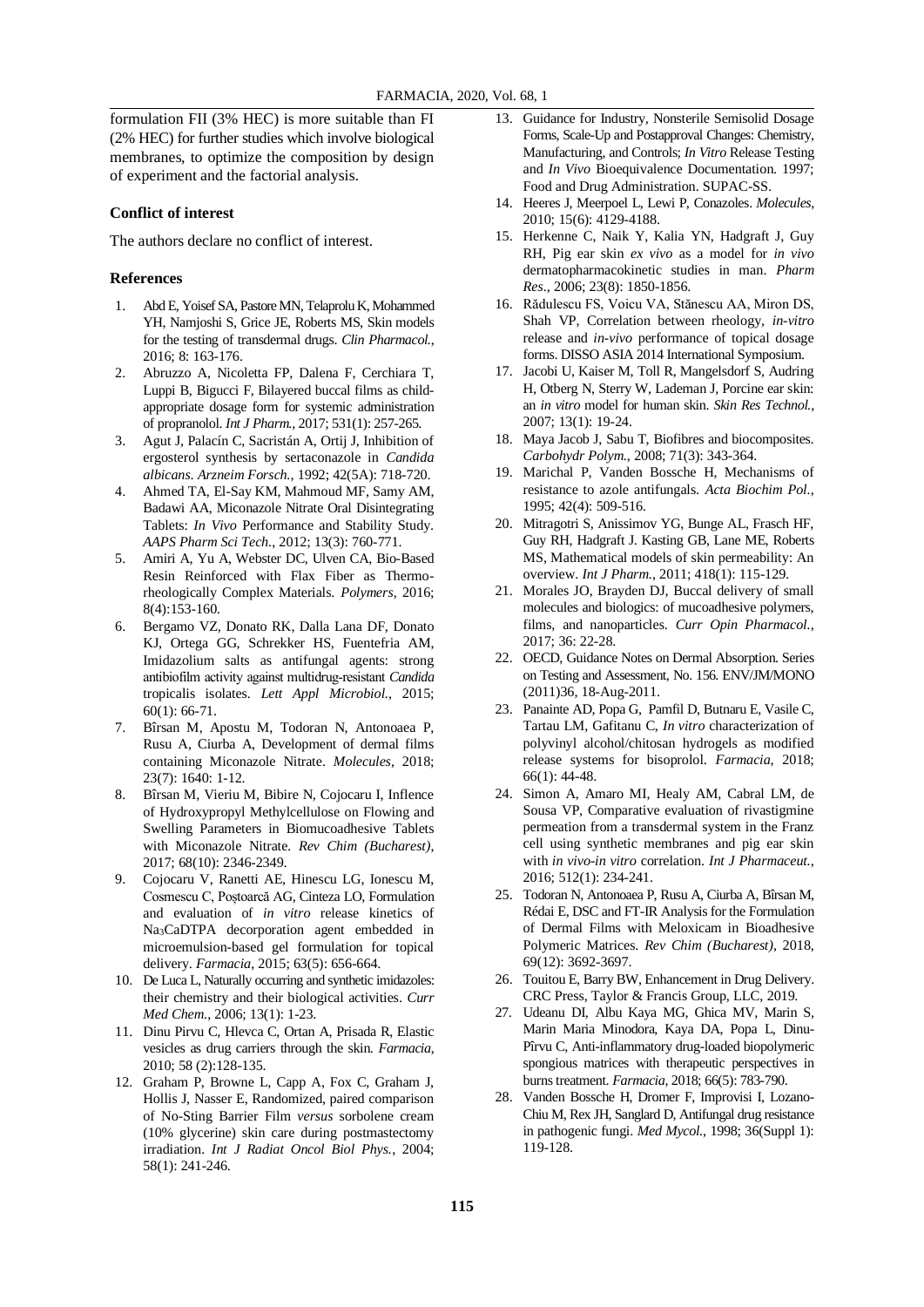formulation FII (3% HEC) is more suitable than FI (2% HEC) for further studies which involve biological membranes, to optimize the composition by design of experiment and the factorial analysis.

**Conflict of interest**

The authors declare no conflict of interest.

**References**

1. Abd E, Yoisef SA, Pastore MN, Telaprolu K, Mohammed YH, Namjoshi S, Grice JE, Roberts MS, Skin models for the testing of transdermal drugs. *Clin Pharmacol.*, 2016; 8: 163-176.
2. Abruzzo A, Nicoletta FP, Dalena F, Cerchiara T, Luppi B, Bigucci F, Bilayered buccal films as child-appropriate dosage form for systemic administration of propranolol. *Int J Pharm.*, 2017; 531(1): 257-265.
3. Agut J, Palacín C, Sacristán A, Ortij J, Inhibition of ergosterol synthesis by sertaconazole in *Candida albicans*. *Arzneim Forsch.*, 1992; 42(5A): 718-720.
4. Ahmed TA, El-Say KM, Mahmoud MF, Samy AM, Badawi AA, Miconazole Nitrate Oral Disintegrating Tablets: *In Vivo* Performance and Stability Study. *AAPS Pharm Sci Tech.*, 2012; 13(3): 760-771.
5. Amiri A, Yu A, Webster DC, Ulven CA, Bio-Based Resin Reinforced with Flax Fiber as Thermo-rheologically Complex Materials. *Polymers*, 2016; 8(4):153-160.
6. Bergamo VZ, Donato RK, Dalla Lana DF, Donato KJ, Ortega GG, Schrekker HS, Fuentefria AM, Imidazolium salts as antifungal agents: strong antibiofilm activity against multidrug-resistant *Candida* tropicalis isolates. *Lett Appl Microbiol.*, 2015; 60(1): 66-71.
7. Bîrsan M, Apostu M, Todoran N, Antonoaea P, Rusu A, Ciurba A, Development of dermal films containing Miconazole Nitrate. *Molecules*, 2018; 23(7): 1640: 1-12.
8. Bîrsan M, Vieriu M, Bibire N, Cojocaru I, Inflence of Hydroxypropyl Methylcellulose on Flowing and Swelling Parameters in Biomucoadhesive Tablets with Miconazole Nitrate. *Rev Chim (Bucharest)*, 2017; 68(10): 2346-2349.
9. Cojocaru V, Ranetti AE, Hinescu LG, Ionescu M, Cosmescu C, Poștoarcă AG, Cinteza LO, Formulation and evaluation of *in vitro* release kinetics of $Na_3CaDTPA$ decorporation agent embedded in microemulsion-based gel formulation for topical delivery. *Farmacia*, 2015; 63(5): 656-664.
10. De Luca L, Naturally occurring and synthetic imidazoles: their chemistry and their biological activities. *Curr Med Chem.*, 2006; 13(1): 1-23.
11. Dinu Pirvu C, Hlevca C, Ortan A, Prisada R, Elastic vesicles as drug carriers through the skin. *Farmacia*, 2010; 58 (2):128-135.
12. Graham P, Browne L, Capp A, Fox C, Graham J, Hollis J, Nasser E, Randomized, paired comparison of No-Sting Barrier Film *versus* sorbolene cream (10% glycerine) skin care during postmastectomy irradiation. *Int J Radiat Oncol Biol Phys.*, 2004; 58(1): 241-246.
13. Guidance for Industry, Nonsterile Semisolid Dosage Forms, Scale-Up and Postapproval Changes: Chemistry, Manufacturing, and Controls; *In Vitro* Release Testing and *In Vivo* Bioequivalence Documentation. 1997; Food and Drug Administration. SUPAC-SS.
14. Heeres J, Meerpoel L, Lewi P, Conazoles. *Molecules*, 2010; 15(6): 4129-4188.
15. Herkenne C, Naik Y, Kalia YN, Hadgraft J, Guy RH, Pig ear skin *ex vivo* as a model for *in vivo* dermatopharmacokinetic studies in man. *Pharm Res.*, 2006; 23(8): 1850-1856.
16. Rădulescu FS, Voicu VA, Stănescu AA, Miron DS, Shah VP, Correlation between rheology, *in-vitro* release and *in-vivo* performance of topical dosage forms. DISSO ASIA 2014 International Symposium.
17. Jacobi U, Kaiser M, Toll R, Mangelsdorf S, Audring H, Otberg N, Sterry W, Lademan J, Porcine ear skin: an *in vitro* model for human skin. *Skin Res Technol.*, 2007; 13(1): 19-24.
18. Maya Jacob J, Sabu T, Biofibres and biocomposites. *Carbohydr Polym.*, 2008; 71(3): 343-364.
19. Marichal P, Vanden Bossche H, Mechanisms of resistance to azole antifungals. *Acta Biochim Pol.*, 1995; 42(4): 509-516.
20. Mitragotri S, Anissimov YG, Bunge AL, Frasch HF, Guy RH, Hadgraft J. Kasting GB, Lane ME, Roberts MS, Mathematical models of skin permeability: An overview. *Int J Pharm.*, 2011; 418(1): 115-129.
21. Morales JO, Brayden DJ, Buccal delivery of small molecules and biologics: of mucoadhesive polymers, films, and nanoparticles. *Curr Opin Pharmacol.*, 2017; 36: 22-28.
22. OECD, Guidance Notes on Dermal Absorption. Series on Testing and Assessment, No. 156. ENV/JM/MONO (2011)36, 18-Aug-2011.
23. Panainte AD, Popa G, Pamfil D, Butnaru E, Vasile C, Tartau LM, Gafitanu C, *In vitro* characterization of polyvinyl alcohol/chitosan hydrogels as modified release systems for bisoprolol. *Farmacia*, 2018; 66(1): 44-48.
24. Simon A, Amaro MI, Healy AM, Cabral LM, de Sousa VP, Comparative evaluation of rivastigmine permeation from a transdermal system in the Franz cell using synthetic membranes and pig ear skin with *in vivo-in vitro* correlation. *Int J Pharmaceut.*, 2016; 512(1): 234-241.
25. Todoran N, Antonoaea P, Rusu A, Ciurba A, Bîrsan M, Rédai E, DSC and FT-IR Analysis for the Formulation of Dermal Films with Meloxicam in Bioadhesive Polymeric Matrices. *Rev Chim (Bucharest)*, 2018, 69(12): 3692-3697.
26. Touitou E, Barry BW, Enhancement in Drug Delivery. CRC Press, Taylor & Francis Group, LLC, 2019.
27. Udeanu DI, Albu Kaya MG, Ghica MV, Marin S, Marin Maria Minodora, Kaya DA, Popa L, Dinu-Pîrvu C, Anti-inflammatory drug-loaded biopolymeric spongious matrices with therapeutic perspectives in burns treatment. *Farmacia*, 2018; 66(5): 783-790.
28. Vanden Bossche H, Dromer F, Improvisi I, Lozano-Chiu M, Rex JH, Sanglard D, Antifungal drug resistance in pathogenic fungi. *Med Mycol.*, 1998; 36(Suppl 1): 119-128.